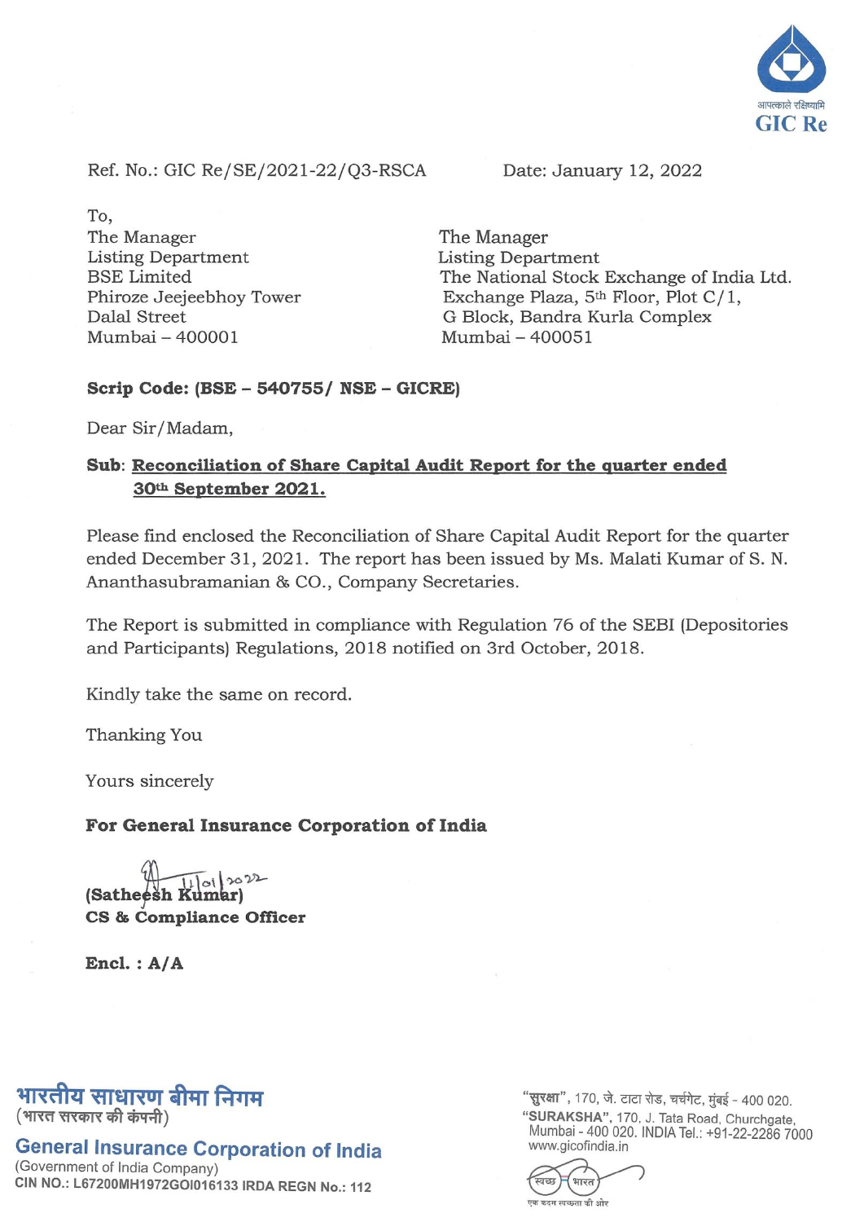आपत्काले रक्षिष्यामि

GIC Re

Ref. No.: GIC Re/SE/2021-22/Q3-RSCA

Date: January 12, 2022

To,

The Manager
Listing Department
BSE Limited
Phiroze Jeejeebhoy Tower
Dalal Street
Mumbai – 400001

The Manager
Listing Department
The National Stock Exchange of India Ltd.
Exchange Plaza, 5th Floor, Plot C/1,
G Block, Bandra Kurla Complex
Mumbai – 400051

**Scrip Code: (BSE – 540755/ NSE – GICRE)**

Dear Sir/Madam,

**Sub**: **Reconciliation of Share Capital Audit Report for the quarter ended 30th September 2021.**

Please find enclosed the Reconciliation of Share Capital Audit Report for the quarter ended December 31, 2021. The report has been issued by Ms. Malati Kumar of S. N. Ananthasubramanian & CO., Company Secretaries.

The Report is submitted in compliance with Regulation 76 of the SEBI (Depositories and Participants) Regulations, 2018 notified on 3rd October, 2018.

Kindly take the same on record.

Thanking You

Yours sincerely

**For General Insurance Corporation of India**

11/01/2022

**(Satheesh Kumar)**
**CS & Compliance Officer**

**Encl. : A/A**

भारतीय साधारण बीमा निगम
(भारत सरकार की कंपनी)

General Insurance Corporation of India
(Government of India Company)
CIN NO.: L67200MH1972GOI016133 IRDA REGN No.: 112

"सुरक्षा", 170, जे. टाटा रोड, चर्चगेट, मुंबई - 400 020.
"SURAKSHA", 170, J. Tata Road, Churchgate, Mumbai - 400 020. INDIA Tel.: +91-22-2286 7000
www.gicofindia.in

स्वच्छ भारत
एक कदम स्वच्छता की ओर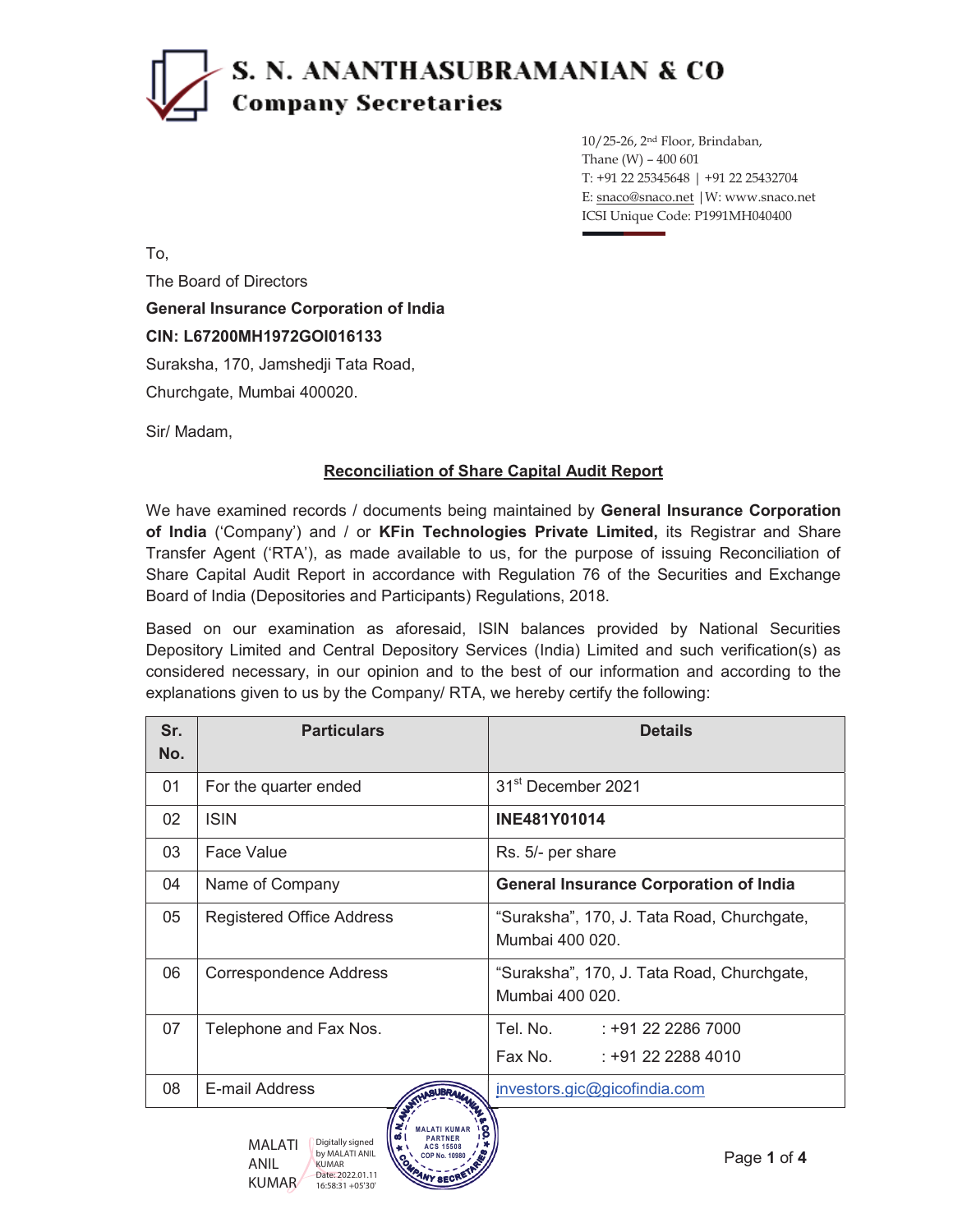# S. N. ANANTHASUBRAMANIAN & CO
**Company Secretaries**

10/25-26, 2nd Floor, Brindaban,
Thane (W) – 400 601
T: +91 22 25345648 | +91 22 25432704
E: snaco@snaco.net | W: www.snaco.net
ICSI Unique Code: P1991MH040400

To,

The Board of Directors

**General Insurance Corporation of India**

**CIN: L67200MH1972GOI016133**

Suraksha, 170, Jamshedji Tata Road,

Churchgate, Mumbai 400020.

Sir/ Madam,

## Reconciliation of Share Capital Audit Report

We have examined records / documents being maintained by **General Insurance Corporation of India** ('Company') and / or **KFin Technologies Private Limited,** its Registrar and Share Transfer Agent ('RTA'), as made available to us, for the purpose of issuing Reconciliation of Share Capital Audit Report in accordance with Regulation 76 of the Securities and Exchange Board of India (Depositories and Participants) Regulations, 2018.

Based on our examination as aforesaid, ISIN balances provided by National Securities Depository Limited and Central Depository Services (India) Limited and such verification(s) as considered necessary, in our opinion and to the best of our information and according to the explanations given to us by the Company/ RTA, we hereby certify the following:

| Sr. No. | Particulars | Details |
|---|---|---|
| 01 | For the quarter ended | 31st December 2021 |
| 02 | ISIN | **INE481Y01014** |
| 03 | Face Value | Rs. 5/- per share |
| 04 | Name of Company | **General Insurance Corporation of India** |
| 05 | Registered Office Address | "Suraksha", 170, J. Tata Road, Churchgate, Mumbai 400 020. |
| 06 | Correspondence Address | "Suraksha", 170, J. Tata Road, Churchgate, Mumbai 400 020. |
| 07 | Telephone and Fax Nos. | Tel. No. : +91 22 2286 7000<br>Fax No. : +91 22 2288 4010 |
| 08 | E-mail Address | investors.gic@gicofindia.com |

MALATI ANIL KUMAR — Digitally signed by MALATI ANIL KUMAR Date: 2022.01.11 16:58:31 +05'30'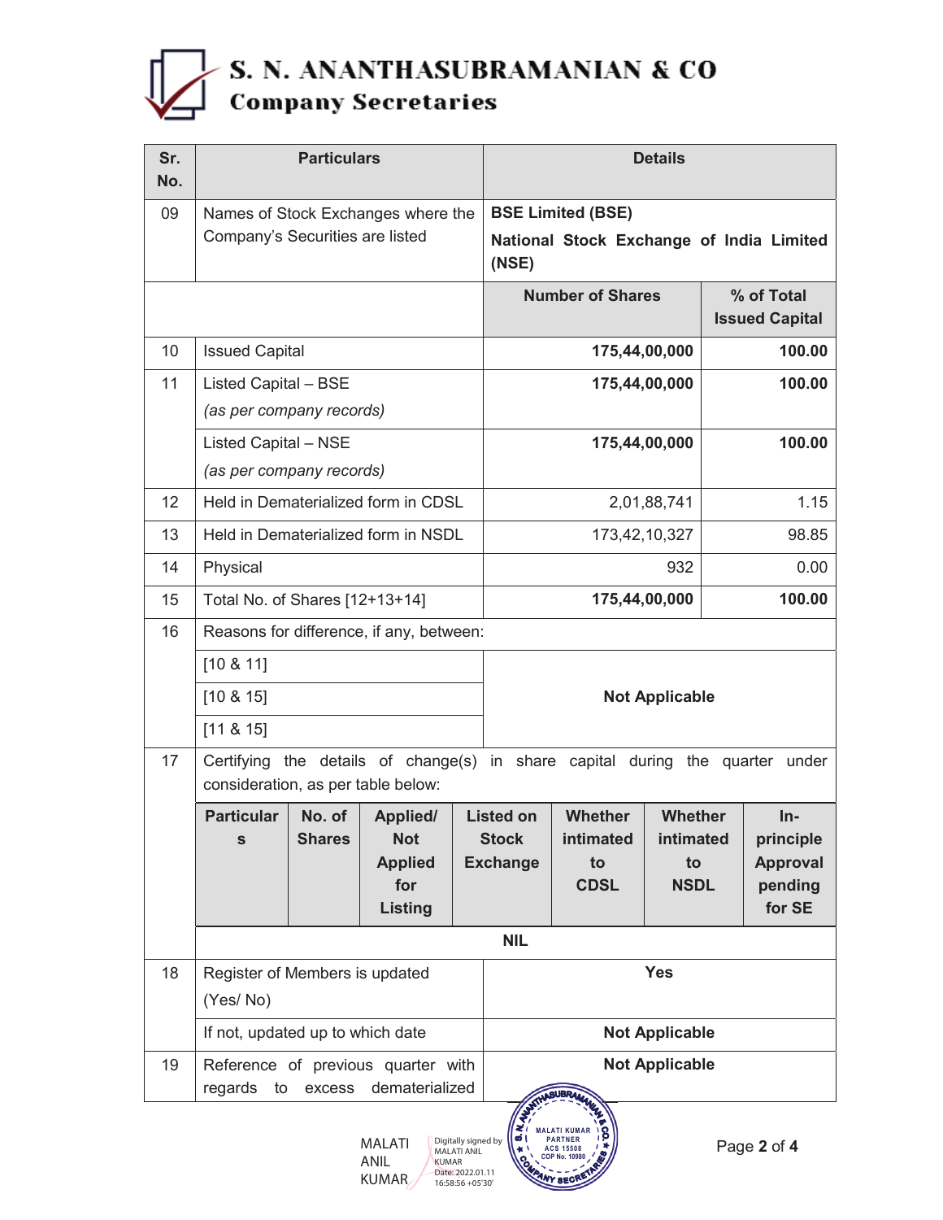# S. N. ANANTHASUBRAMANIAN & CO

## Company Secretaries

| Sr. No. | Particulars | Details | |
|---|---|---|---|
| 09 | Names of Stock Exchanges where the Company's Securities are listed | **BSE Limited (BSE)** **National Stock Exchange of India Limited (NSE)** | |
| | | **Number of Shares** | **% of Total Issued Capital** |
| 10 | Issued Capital | **175,44,00,000** | **100.00** |
| 11 | Listed Capital – BSE *(as per company records)* | **175,44,00,000** | **100.00** |
| | Listed Capital – NSE *(as per company records)* | **175,44,00,000** | **100.00** |
| 12 | Held in Dematerialized form in CDSL | 2,01,88,741 | 1.15 |
| 13 | Held in Dematerialized form in NSDL | 173,42,10,327 | 98.85 |
| 14 | Physical | 932 | 0.00 |
| 15 | Total No. of Shares [12+13+14] | **175,44,00,000** | **100.00** |
| 16 | Reasons for difference, if any, between: | | |
| | [10 & 11] | **Not Applicable** | |
| | [10 & 15] | | |
| | [11 & 15] | | |
| 17 | Certifying the details of change(s) in share capital during the quarter under consideration, as per table below: | | |

| Particulars | No. of Shares | Applied/ Not Applied for Listing | Listed on Stock Exchange | Whether intimated to CDSL | Whether intimated to NSDL | In-principle Approval pending for SE |
|---|---|---|---|---|---|---|
| **NIL** | | | | | | |

| Sr. No. | Particulars | Details |
|---|---|---|
| 18 | Register of Members is updated (Yes/ No) | **Yes** |
| | If not, updated up to which date | **Not Applicable** |
| 19 | Reference of previous quarter with regards to excess dematerialized | **Not Applicable** |

MALATI ANIL KUMAR

Digitally signed by MALATI ANIL KUMAR
Date: 2022.01.11 16:58:56 +05'30'

S. N. ANANTHASUBRAMANIAN & CO. COMPANY SECRETARIES
MALATI KUMAR
PARTNER
ACS 15508
COP No. 10980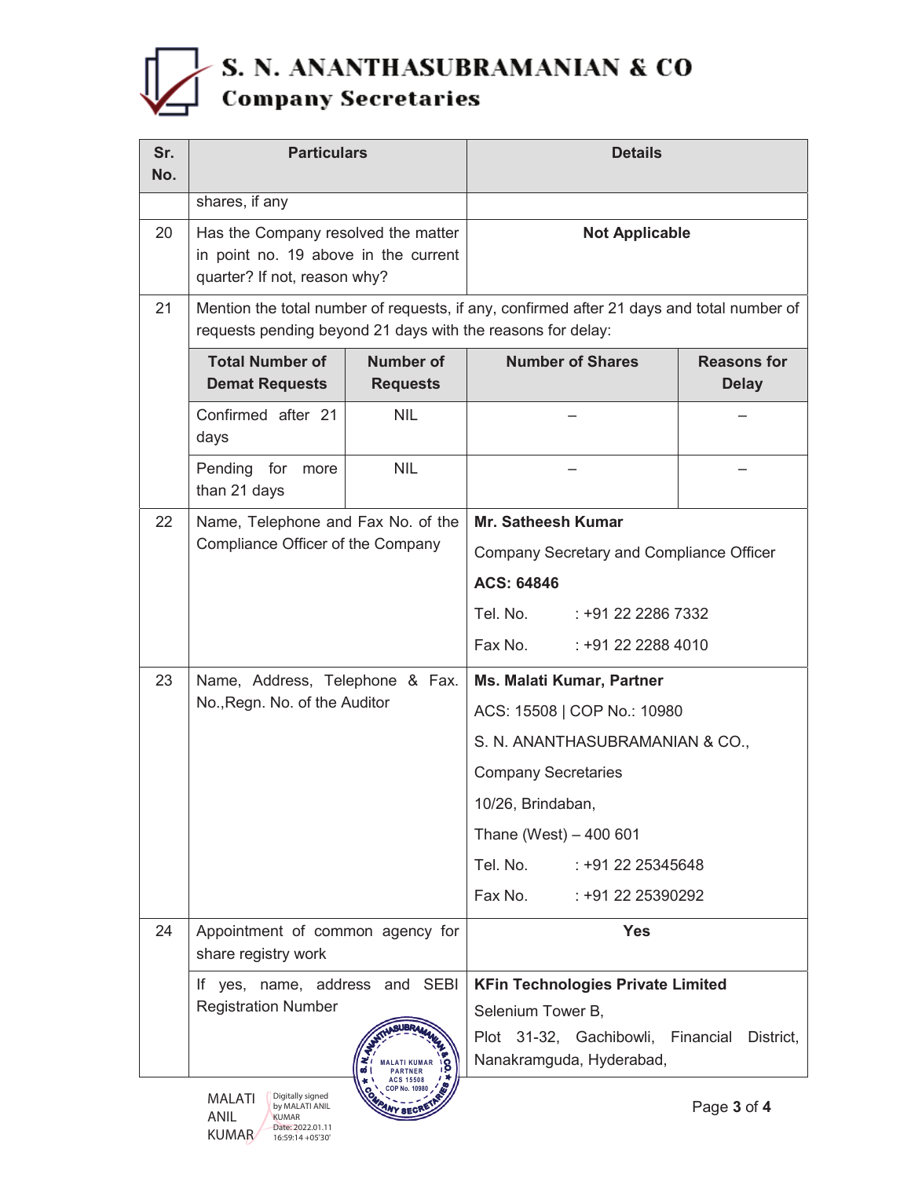| Sr. No. | Particulars | | Details | |
|---|---|---|---|---|
| | shares, if any | | | |
| 20 | Has the Company resolved the matter in point no. 19 above in the current quarter? If not, reason why? | | **Not Applicable** | |
| 21 | Mention the total number of requests, if any, confirmed after 21 days and total number of requests pending beyond 21 days with the reasons for delay: | | | |
| | **Total Number of Demat Requests** | **Number of Requests** | **Number of Shares** | **Reasons for Delay** |
| | Confirmed after 21 days | NIL | – | – |
| | Pending for more than 21 days | NIL | – | – |
| 22 | Name, Telephone and Fax No. of the Compliance Officer of the Company | | **Mr. Satheesh Kumar**<br>Company Secretary and Compliance Officer<br>**ACS: 64846**<br>Tel. No. : +91 22 2286 7332<br>Fax No. : +91 22 2288 4010 | |
| 23 | Name, Address, Telephone & Fax. No.,Regn. No. of the Auditor | | **Ms. Malati Kumar, Partner**<br>ACS: 15508 \| COP No.: 10980<br>S. N. ANANTHASUBRAMANIAN & CO.,<br>Company Secretaries<br>10/26, Brindaban,<br>Thane (West) – 400 601<br>Tel. No. : +91 22 25345648<br>Fax No. : +91 22 25390292 | |
| 24 | Appointment of common agency for share registry work | | **Yes** | |
| | If yes, name, address and SEBI Registration Number | | **KFin Technologies Private Limited**<br>Selenium Tower B,<br>Plot 31-32, Gachibowli, Financial District, Nanakramguda, Hyderabad, | |

MALATI ANIL KUMAR

Digitally signed by MALATI ANIL KUMAR
Date: 2022.01.11 16:59:14 +05'30'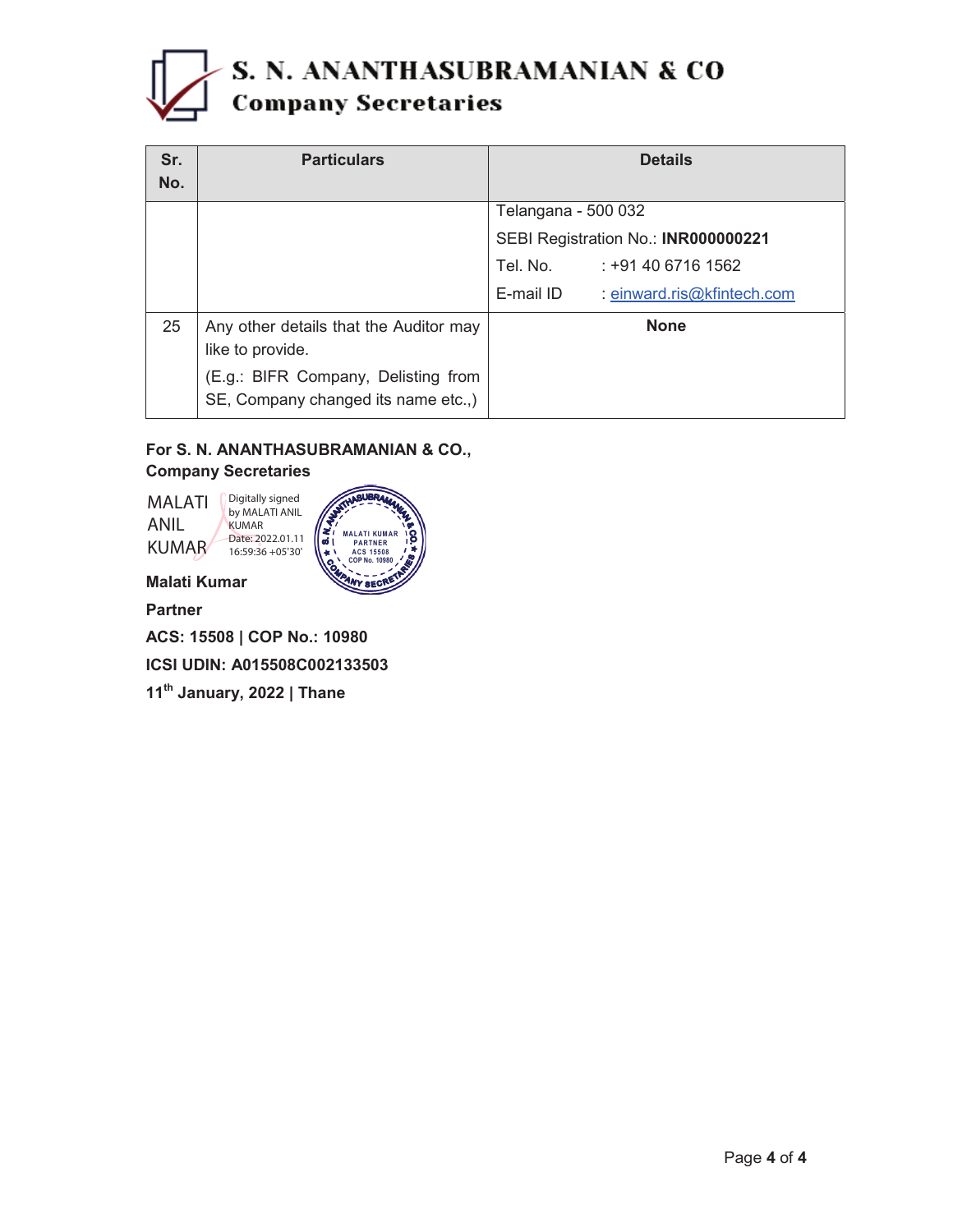| Sr. No. | Particulars | Details |
|---|---|---|
| | | Telangana - 500 032<br>SEBI Registration No.: **INR000000221**<br>Tel. No. : +91 40 6716 1562<br>E-mail ID : einward.ris@kfintech.com |
| 25 | Any other details that the Auditor may like to provide.<br>(E.g.: BIFR Company, Delisting from SE, Company changed its name etc.,) | **None** |

**For S. N. ANANTHASUBRAMANIAN & CO.,**
**Company Secretaries**

MALATI ANIL KUMAR Digitally signed by MALATI ANIL KUMAR Date: 2022.01.11 16:59:36 +05'30'

**Malati Kumar**

**Partner**

**ACS: 15508 | COP No.: 10980**

**ICSI UDIN: A015508C002133503**

**11th January, 2022 | Thane**